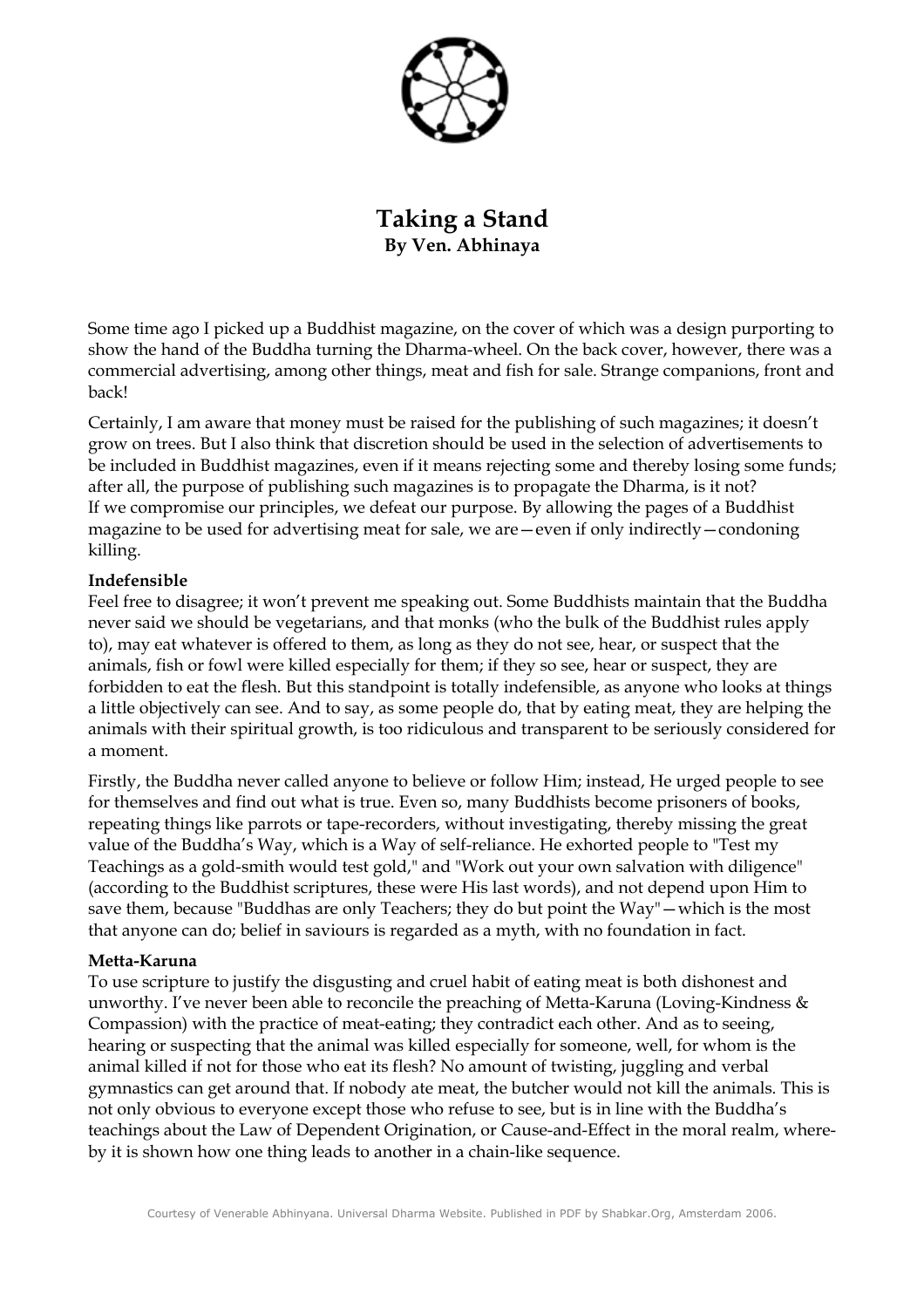# Taking a Stand

**By Ven. Abhinaya**

Some time ago I picked up a Buddhist magazine, on the cover of which was a design purporting to show the hand of the Buddha turning the Dharma-wheel. On the back cover, however, there was a commercial advertising, among other things, meat and fish for sale. Strange companions, front and back!

Certainly, I am aware that money must be raised for the publishing of such magazines; it doesn't grow on trees. But I also think that discretion should be used in the selection of advertisements to be included in Buddhist magazines, even if it means rejecting some and thereby losing some funds; after all, the purpose of publishing such magazines is to propagate the Dharma, is it not? If we compromise our principles, we defeat our purpose. By allowing the pages of a Buddhist magazine to be used for advertising meat for sale, we are—even if only indirectly—condoning killing.

**Indefensible**

Feel free to disagree; it won't prevent me speaking out. Some Buddhists maintain that the Buddha never said we should be vegetarians, and that monks (who the bulk of the Buddhist rules apply to), may eat whatever is offered to them, as long as they do not see, hear, or suspect that the animals, fish or fowl were killed especially for them; if they so see, hear or suspect, they are forbidden to eat the flesh. But this standpoint is totally indefensible, as anyone who looks at things a little objectively can see. And to say, as some people do, that by eating meat, they are helping the animals with their spiritual growth, is too ridiculous and transparent to be seriously considered for a moment.

Firstly, the Buddha never called anyone to believe or follow Him; instead, He urged people to see for themselves and find out what is true. Even so, many Buddhists become prisoners of books, repeating things like parrots or tape-recorders, without investigating, thereby missing the great value of the Buddha's Way, which is a Way of self-reliance. He exhorted people to "Test my Teachings as a gold-smith would test gold," and "Work out your own salvation with diligence" (according to the Buddhist scriptures, these were His last words), and not depend upon Him to save them, because "Buddhas are only Teachers; they do but point the Way"—which is the most that anyone can do; belief in saviours is regarded as a myth, with no foundation in fact.

**Metta-Karuna**

To use scripture to justify the disgusting and cruel habit of eating meat is both dishonest and unworthy. I've never been able to reconcile the preaching of Metta-Karuna (Loving-Kindness & Compassion) with the practice of meat-eating; they contradict each other. And as to seeing, hearing or suspecting that the animal was killed especially for someone, well, for whom is the animal killed if not for those who eat its flesh? No amount of twisting, juggling and verbal gymnastics can get around that. If nobody ate meat, the butcher would not kill the animals. This is not only obvious to everyone except those who refuse to see, but is in line with the Buddha's teachings about the Law of Dependent Origination, or Cause-and-Effect in the moral realm, whereby it is shown how one thing leads to another in a chain-like sequence.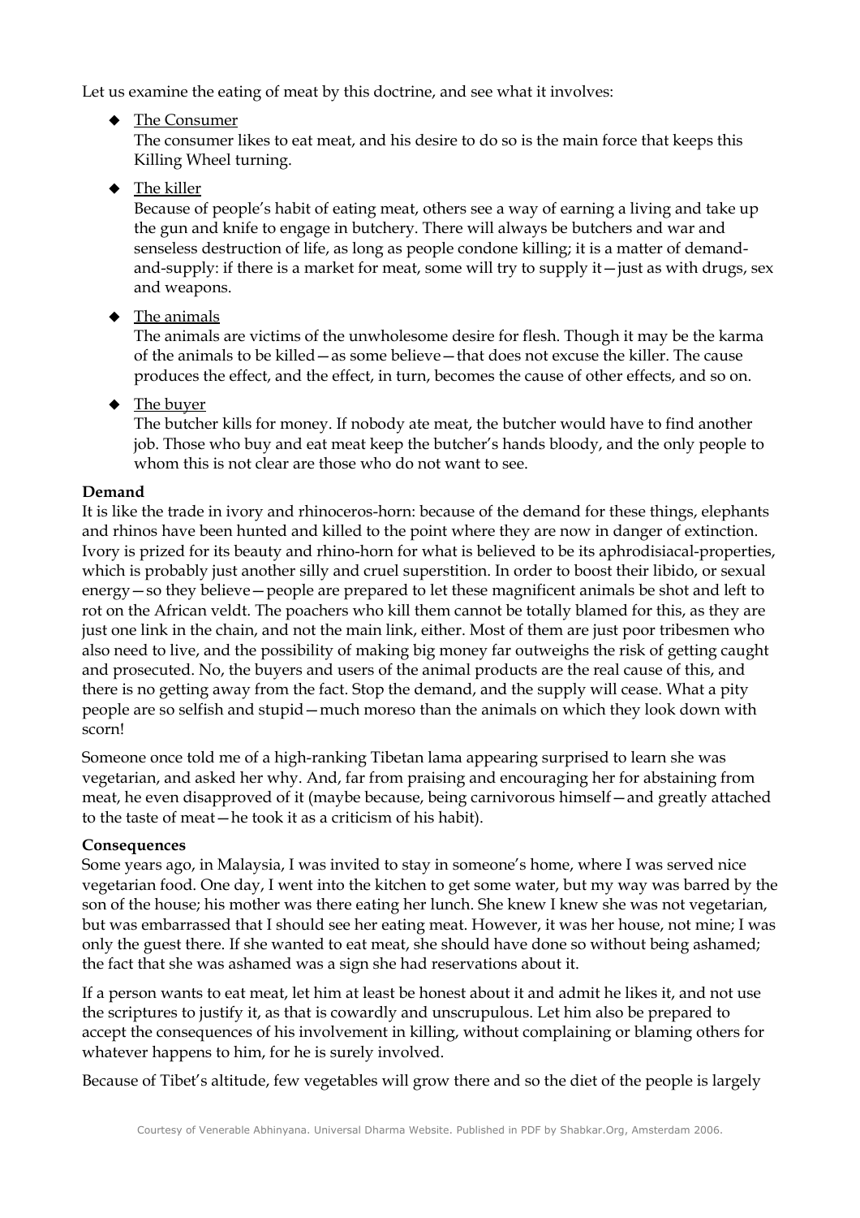Let us examine the eating of meat by this doctrine, and see what it involves:

- The Consumer

  The consumer likes to eat meat, and his desire to do so is the main force that keeps this Killing Wheel turning.

- The killer

  Because of people's habit of eating meat, others see a way of earning a living and take up the gun and knife to engage in butchery. There will always be butchers and war and senseless destruction of life, as long as people condone killing; it is a matter of demand-and-supply: if there is a market for meat, some will try to supply it—just as with drugs, sex and weapons.

- The animals

  The animals are victims of the unwholesome desire for flesh. Though it may be the karma of the animals to be killed—as some believe—that does not excuse the killer. The cause produces the effect, and the effect, in turn, becomes the cause of other effects, and so on.

- The buyer

  The butcher kills for money. If nobody ate meat, the butcher would have to find another job. Those who buy and eat meat keep the butcher's hands bloody, and the only people to whom this is not clear are those who do not want to see.

**Demand**

It is like the trade in ivory and rhinoceros-horn: because of the demand for these things, elephants and rhinos have been hunted and killed to the point where they are now in danger of extinction. Ivory is prized for its beauty and rhino-horn for what is believed to be its aphrodisiacal-properties, which is probably just another silly and cruel superstition. In order to boost their libido, or sexual energy—so they believe—people are prepared to let these magnificent animals be shot and left to rot on the African veldt. The poachers who kill them cannot be totally blamed for this, as they are just one link in the chain, and not the main link, either. Most of them are just poor tribesmen who also need to live, and the possibility of making big money far outweighs the risk of getting caught and prosecuted. No, the buyers and users of the animal products are the real cause of this, and there is no getting away from the fact. Stop the demand, and the supply will cease. What a pity people are so selfish and stupid—much moreso than the animals on which they look down with scorn!

Someone once told me of a high-ranking Tibetan lama appearing surprised to learn she was vegetarian, and asked her why. And, far from praising and encouraging her for abstaining from meat, he even disapproved of it (maybe because, being carnivorous himself—and greatly attached to the taste of meat—he took it as a criticism of his habit).

**Consequences**

Some years ago, in Malaysia, I was invited to stay in someone's home, where I was served nice vegetarian food. One day, I went into the kitchen to get some water, but my way was barred by the son of the house; his mother was there eating her lunch. She knew I knew she was not vegetarian, but was embarrassed that I should see her eating meat. However, it was her house, not mine; I was only the guest there. If she wanted to eat meat, she should have done so without being ashamed; the fact that she was ashamed was a sign she had reservations about it.

If a person wants to eat meat, let him at least be honest about it and admit he likes it, and not use the scriptures to justify it, as that is cowardly and unscrupulous. Let him also be prepared to accept the consequences of his involvement in killing, without complaining or blaming others for whatever happens to him, for he is surely involved.

Because of Tibet's altitude, few vegetables will grow there and so the diet of the people is largely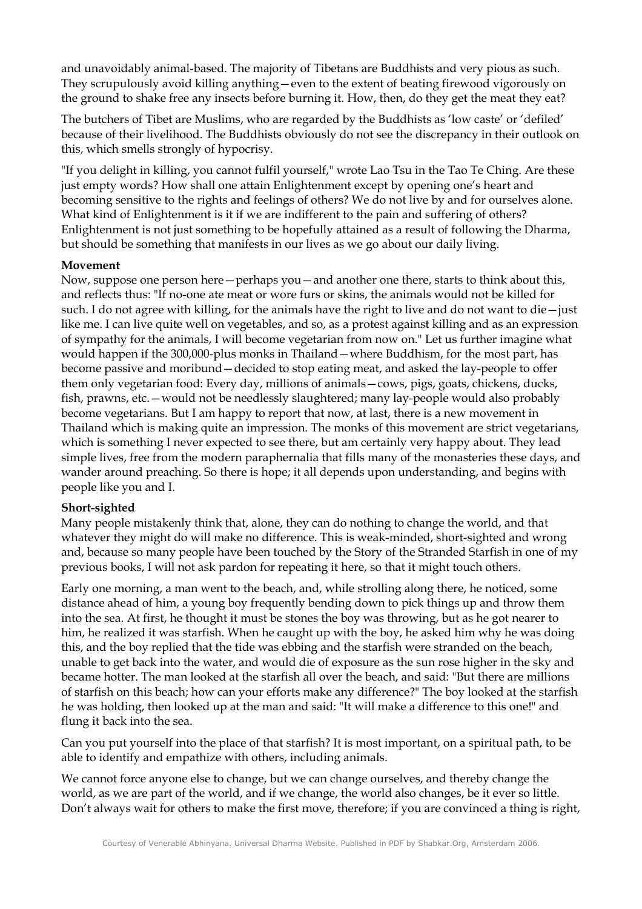and unavoidably animal-based. The majority of Tibetans are Buddhists and very pious as such. They scrupulously avoid killing anything—even to the extent of beating firewood vigorously on the ground to shake free any insects before burning it. How, then, do they get the meat they eat?

The butchers of Tibet are Muslims, who are regarded by the Buddhists as 'low caste' or 'defiled' because of their livelihood. The Buddhists obviously do not see the discrepancy in their outlook on this, which smells strongly of hypocrisy.

"If you delight in killing, you cannot fulfil yourself," wrote Lao Tsu in the Tao Te Ching. Are these just empty words? How shall one attain Enlightenment except by opening one's heart and becoming sensitive to the rights and feelings of others? We do not live by and for ourselves alone. What kind of Enlightenment is it if we are indifferent to the pain and suffering of others? Enlightenment is not just something to be hopefully attained as a result of following the Dharma, but should be something that manifests in our lives as we go about our daily living.

**Movement**

Now, suppose one person here—perhaps you—and another one there, starts to think about this, and reflects thus: "If no-one ate meat or wore furs or skins, the animals would not be killed for such. I do not agree with killing, for the animals have the right to live and do not want to die—just like me. I can live quite well on vegetables, and so, as a protest against killing and as an expression of sympathy for the animals, I will become vegetarian from now on." Let us further imagine what would happen if the 300,000-plus monks in Thailand—where Buddhism, for the most part, has become passive and moribund—decided to stop eating meat, and asked the lay-people to offer them only vegetarian food: Every day, millions of animals—cows, pigs, goats, chickens, ducks, fish, prawns, etc.—would not be needlessly slaughtered; many lay-people would also probably become vegetarians. But I am happy to report that now, at last, there is a new movement in Thailand which is making quite an impression. The monks of this movement are strict vegetarians, which is something I never expected to see there, but am certainly very happy about. They lead simple lives, free from the modern paraphernalia that fills many of the monasteries these days, and wander around preaching. So there is hope; it all depends upon understanding, and begins with people like you and I.

**Short-sighted**

Many people mistakenly think that, alone, they can do nothing to change the world, and that whatever they might do will make no difference. This is weak-minded, short-sighted and wrong and, because so many people have been touched by the Story of the Stranded Starfish in one of my previous books, I will not ask pardon for repeating it here, so that it might touch others.

Early one morning, a man went to the beach, and, while strolling along there, he noticed, some distance ahead of him, a young boy frequently bending down to pick things up and throw them into the sea. At first, he thought it must be stones the boy was throwing, but as he got nearer to him, he realized it was starfish. When he caught up with the boy, he asked him why he was doing this, and the boy replied that the tide was ebbing and the starfish were stranded on the beach, unable to get back into the water, and would die of exposure as the sun rose higher in the sky and became hotter. The man looked at the starfish all over the beach, and said: "But there are millions of starfish on this beach; how can your efforts make any difference?" The boy looked at the starfish he was holding, then looked up at the man and said: "It will make a difference to this one!" and flung it back into the sea.

Can you put yourself into the place of that starfish? It is most important, on a spiritual path, to be able to identify and empathize with others, including animals.

We cannot force anyone else to change, but we can change ourselves, and thereby change the world, as we are part of the world, and if we change, the world also changes, be it ever so little. Don't always wait for others to make the first move, therefore; if you are convinced a thing is right,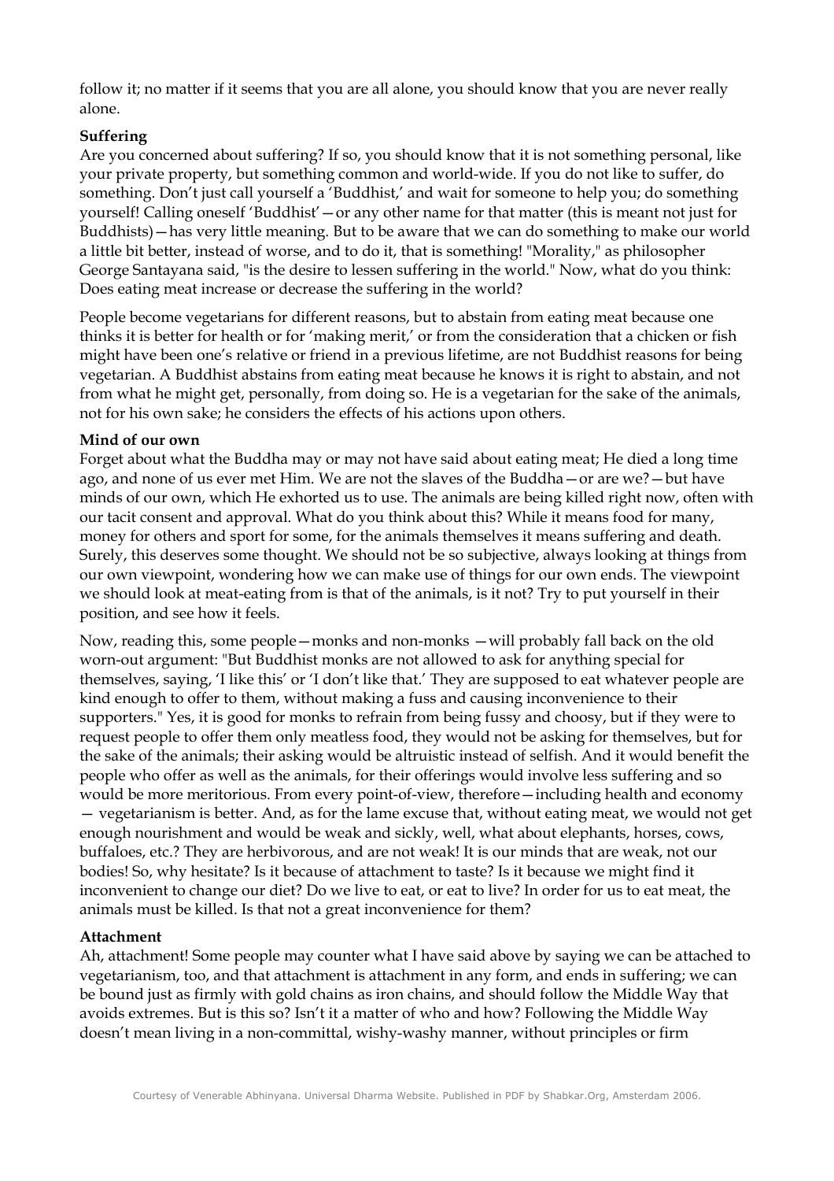follow it; no matter if it seems that you are all alone, you should know that you are never really alone.

**Suffering**

Are you concerned about suffering? If so, you should know that it is not something personal, like your private property, but something common and world-wide. If you do not like to suffer, do something. Don't just call yourself a 'Buddhist,' and wait for someone to help you; do something yourself! Calling oneself 'Buddhist'—or any other name for that matter (this is meant not just for Buddhists)—has very little meaning. But to be aware that we can do something to make our world a little bit better, instead of worse, and to do it, that is something! "Morality," as philosopher George Santayana said, "is the desire to lessen suffering in the world." Now, what do you think: Does eating meat increase or decrease the suffering in the world?

People become vegetarians for different reasons, but to abstain from eating meat because one thinks it is better for health or for 'making merit,' or from the consideration that a chicken or fish might have been one's relative or friend in a previous lifetime, are not Buddhist reasons for being vegetarian. A Buddhist abstains from eating meat because he knows it is right to abstain, and not from what he might get, personally, from doing so. He is a vegetarian for the sake of the animals, not for his own sake; he considers the effects of his actions upon others.

**Mind of our own**

Forget about what the Buddha may or may not have said about eating meat; He died a long time ago, and none of us ever met Him. We are not the slaves of the Buddha—or are we?—but have minds of our own, which He exhorted us to use. The animals are being killed right now, often with our tacit consent and approval. What do you think about this? While it means food for many, money for others and sport for some, for the animals themselves it means suffering and death. Surely, this deserves some thought. We should not be so subjective, always looking at things from our own viewpoint, wondering how we can make use of things for our own ends. The viewpoint we should look at meat-eating from is that of the animals, is it not? Try to put yourself in their position, and see how it feels.

Now, reading this, some people—monks and non-monks —will probably fall back on the old worn-out argument: "But Buddhist monks are not allowed to ask for anything special for themselves, saying, 'I like this' or 'I don't like that.' They are supposed to eat whatever people are kind enough to offer to them, without making a fuss and causing inconvenience to their supporters." Yes, it is good for monks to refrain from being fussy and choosy, but if they were to request people to offer them only meatless food, they would not be asking for themselves, but for the sake of the animals; their asking would be altruistic instead of selfish. And it would benefit the people who offer as well as the animals, for their offerings would involve less suffering and so would be more meritorious. From every point-of-view, therefore—including health and economy — vegetarianism is better. And, as for the lame excuse that, without eating meat, we would not get enough nourishment and would be weak and sickly, well, what about elephants, horses, cows, buffaloes, etc.? They are herbivorous, and are not weak! It is our minds that are weak, not our bodies! So, why hesitate? Is it because of attachment to taste? Is it because we might find it inconvenient to change our diet? Do we live to eat, or eat to live? In order for us to eat meat, the animals must be killed. Is that not a great inconvenience for them?

**Attachment**

Ah, attachment! Some people may counter what I have said above by saying we can be attached to vegetarianism, too, and that attachment is attachment in any form, and ends in suffering; we can be bound just as firmly with gold chains as iron chains, and should follow the Middle Way that avoids extremes. But is this so? Isn't it a matter of who and how? Following the Middle Way doesn't mean living in a non-committal, wishy-washy manner, without principles or firm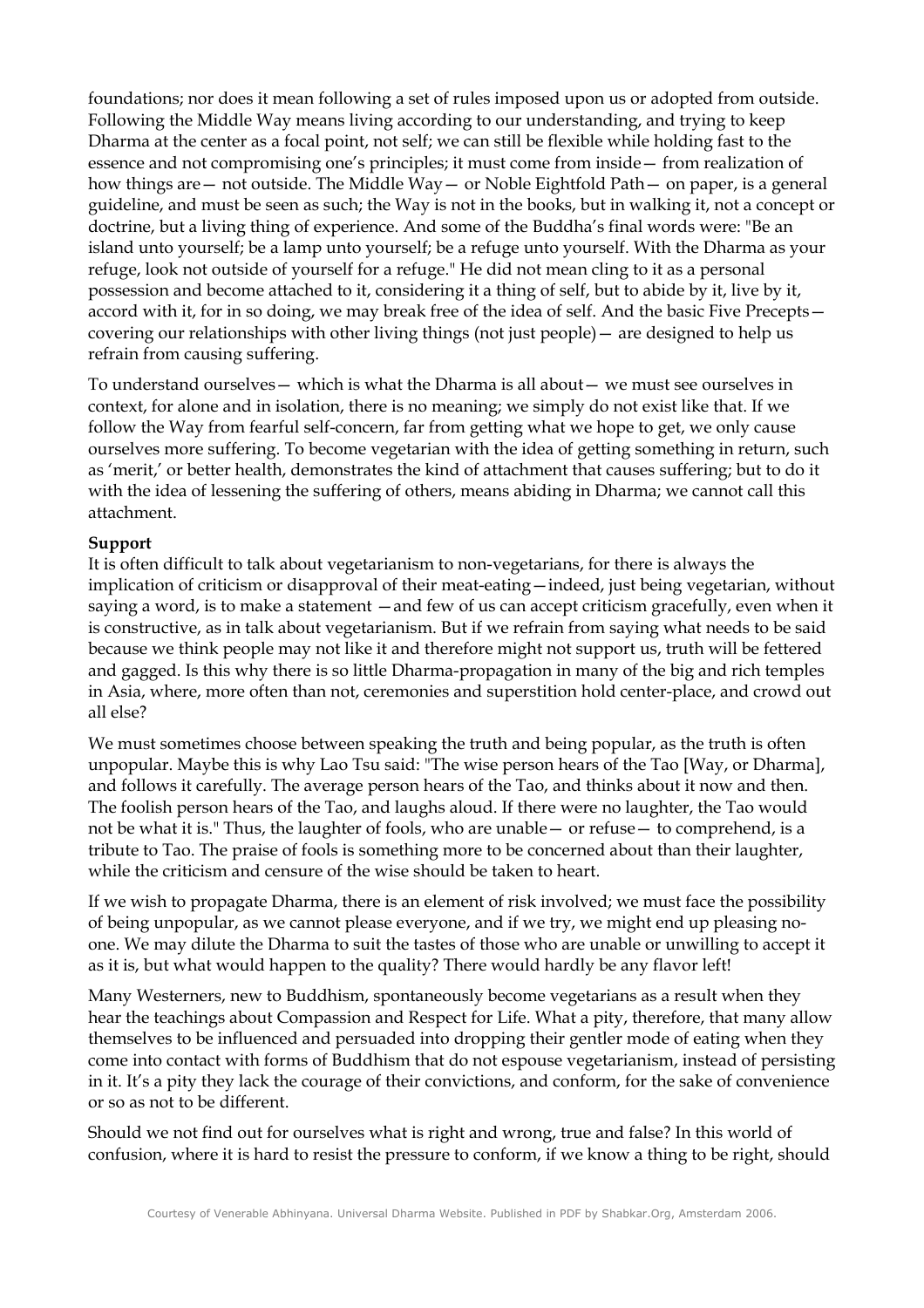foundations; nor does it mean following a set of rules imposed upon us or adopted from outside. Following the Middle Way means living according to our understanding, and trying to keep Dharma at the center as a focal point, not self; we can still be flexible while holding fast to the essence and not compromising one's principles; it must come from inside— from realization of how things are— not outside. The Middle Way— or Noble Eightfold Path— on paper, is a general guideline, and must be seen as such; the Way is not in the books, but in walking it, not a concept or doctrine, but a living thing of experience. And some of the Buddha's final words were: "Be an island unto yourself; be a lamp unto yourself; be a refuge unto yourself. With the Dharma as your refuge, look not outside of yourself for a refuge." He did not mean cling to it as a personal possession and become attached to it, considering it a thing of self, but to abide by it, live by it, accord with it, for in so doing, we may break free of the idea of self. And the basic Five Precepts— covering our relationships with other living things (not just people)— are designed to help us refrain from causing suffering.

To understand ourselves— which is what the Dharma is all about— we must see ourselves in context, for alone and in isolation, there is no meaning; we simply do not exist like that. If we follow the Way from fearful self-concern, far from getting what we hope to get, we only cause ourselves more suffering. To become vegetarian with the idea of getting something in return, such as 'merit,' or better health, demonstrates the kind of attachment that causes suffering; but to do it with the idea of lessening the suffering of others, means abiding in Dharma; we cannot call this attachment.

**Support**

It is often difficult to talk about vegetarianism to non-vegetarians, for there is always the implication of criticism or disapproval of their meat-eating—indeed, just being vegetarian, without saying a word, is to make a statement —and few of us can accept criticism gracefully, even when it is constructive, as in talk about vegetarianism. But if we refrain from saying what needs to be said because we think people may not like it and therefore might not support us, truth will be fettered and gagged. Is this why there is so little Dharma-propagation in many of the big and rich temples in Asia, where, more often than not, ceremonies and superstition hold center-place, and crowd out all else?

We must sometimes choose between speaking the truth and being popular, as the truth is often unpopular. Maybe this is why Lao Tsu said: "The wise person hears of the Tao [Way, or Dharma], and follows it carefully. The average person hears of the Tao, and thinks about it now and then. The foolish person hears of the Tao, and laughs aloud. If there were no laughter, the Tao would not be what it is." Thus, the laughter of fools, who are unable— or refuse— to comprehend, is a tribute to Tao. The praise of fools is something more to be concerned about than their laughter, while the criticism and censure of the wise should be taken to heart.

If we wish to propagate Dharma, there is an element of risk involved; we must face the possibility of being unpopular, as we cannot please everyone, and if we try, we might end up pleasing no-one. We may dilute the Dharma to suit the tastes of those who are unable or unwilling to accept it as it is, but what would happen to the quality? There would hardly be any flavor left!

Many Westerners, new to Buddhism, spontaneously become vegetarians as a result when they hear the teachings about Compassion and Respect for Life. What a pity, therefore, that many allow themselves to be influenced and persuaded into dropping their gentler mode of eating when they come into contact with forms of Buddhism that do not espouse vegetarianism, instead of persisting in it. It's a pity they lack the courage of their convictions, and conform, for the sake of convenience or so as not to be different.

Should we not find out for ourselves what is right and wrong, true and false? In this world of confusion, where it is hard to resist the pressure to conform, if we know a thing to be right, should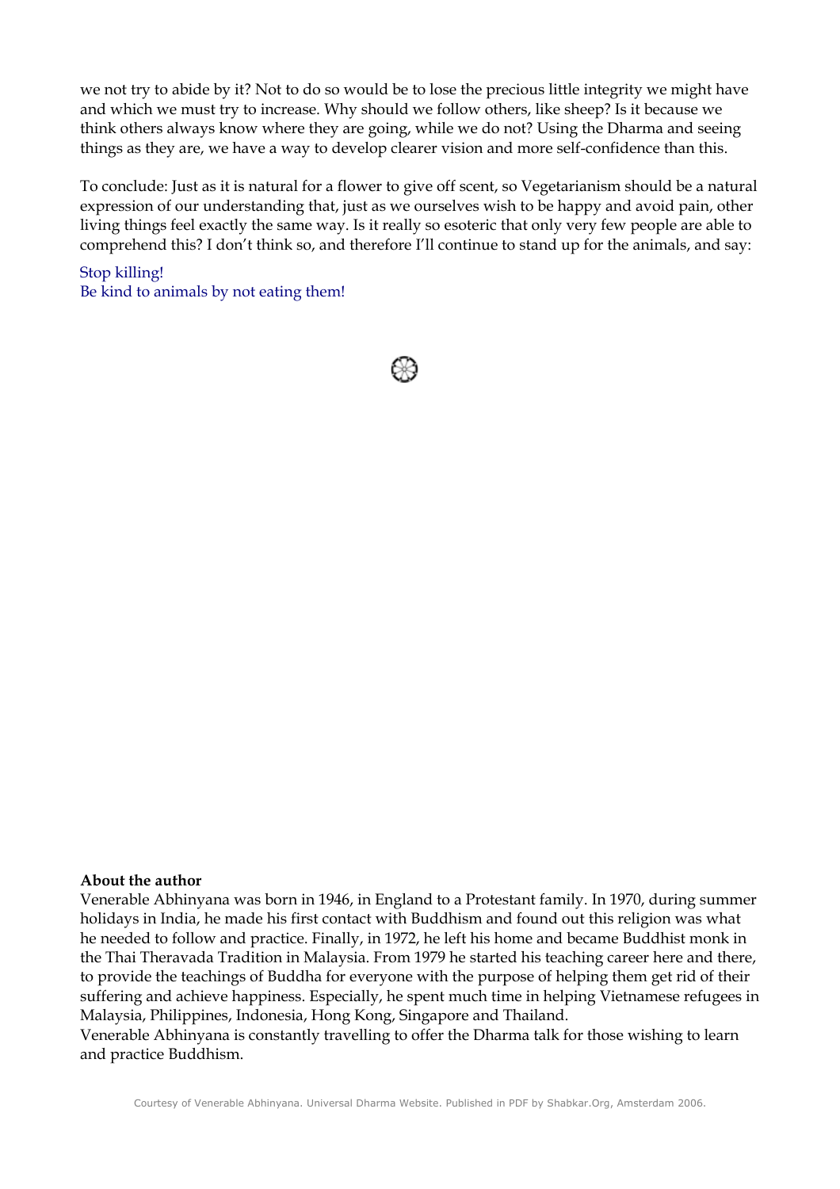we not try to abide by it? Not to do so would be to lose the precious little integrity we might have and which we must try to increase. Why should we follow others, like sheep? Is it because we think others always know where they are going, while we do not? Using the Dharma and seeing things as they are, we have a way to develop clearer vision and more self-confidence than this.

To conclude: Just as it is natural for a flower to give off scent, so Vegetarianism should be a natural expression of our understanding that, just as we ourselves wish to be happy and avoid pain, other living things feel exactly the same way. Is it really so esoteric that only very few people are able to comprehend this? I don't think so, and therefore I'll continue to stand up for the animals, and say:

Stop killing!
Be kind to animals by not eating them!

**About the author**
Venerable Abhinyana was born in 1946, in England to a Protestant family. In 1970, during summer holidays in India, he made his first contact with Buddhism and found out this religion was what he needed to follow and practice. Finally, in 1972, he left his home and became Buddhist monk in the Thai Theravada Tradition in Malaysia. From 1979 he started his teaching career here and there, to provide the teachings of Buddha for everyone with the purpose of helping them get rid of their suffering and achieve happiness. Especially, he spent much time in helping Vietnamese refugees in Malaysia, Philippines, Indonesia, Hong Kong, Singapore and Thailand.
Venerable Abhinyana is constantly travelling to offer the Dharma talk for those wishing to learn and practice Buddhism.

Courtesy of Venerable Abhinyana. Universal Dharma Website. Published in PDF by Shabkar.Org, Amsterdam 2006.